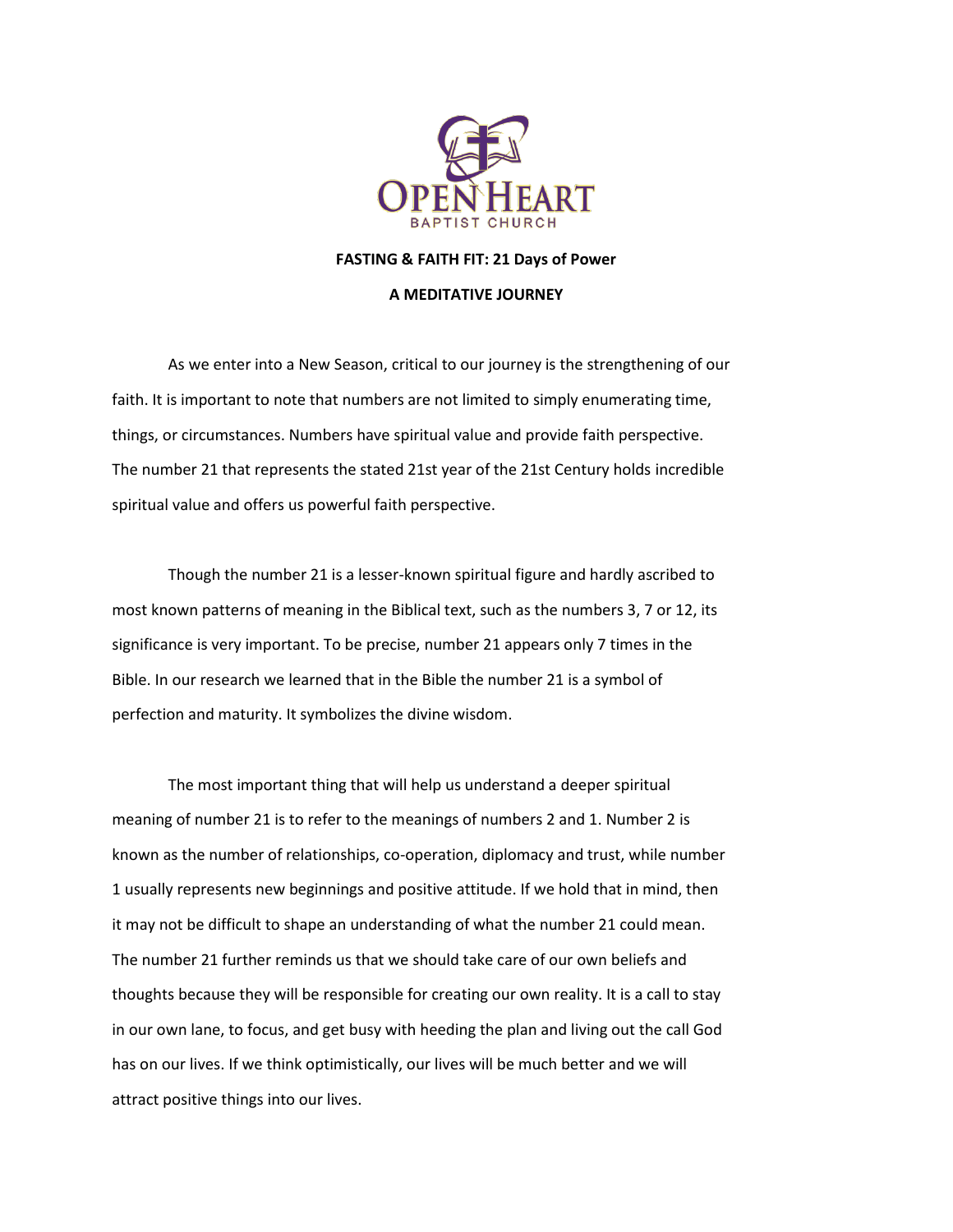OPEN HEART
BAPTIST CHURCH

**FASTING & FAITH FIT: 21 Days of Power**

**A MEDITATIVE JOURNEY**

As we enter into a New Season, critical to our journey is the strengthening of our faith. It is important to note that numbers are not limited to simply enumerating time, things, or circumstances. Numbers have spiritual value and provide faith perspective. The number 21 that represents the stated 21st year of the 21st Century holds incredible spiritual value and offers us powerful faith perspective.

Though the number 21 is a lesser-known spiritual figure and hardly ascribed to most known patterns of meaning in the Biblical text, such as the numbers 3, 7 or 12, its significance is very important. To be precise, number 21 appears only 7 times in the Bible. In our research we learned that in the Bible the number 21 is a symbol of perfection and maturity. It symbolizes the divine wisdom.

The most important thing that will help us understand a deeper spiritual meaning of number 21 is to refer to the meanings of numbers 2 and 1. Number 2 is known as the number of relationships, co-operation, diplomacy and trust, while number 1 usually represents new beginnings and positive attitude. If we hold that in mind, then it may not be difficult to shape an understanding of what the number 21 could mean. The number 21 further reminds us that we should take care of our own beliefs and thoughts because they will be responsible for creating our own reality. It is a call to stay in our own lane, to focus, and get busy with heeding the plan and living out the call God has on our lives. If we think optimistically, our lives will be much better and we will attract positive things into our lives.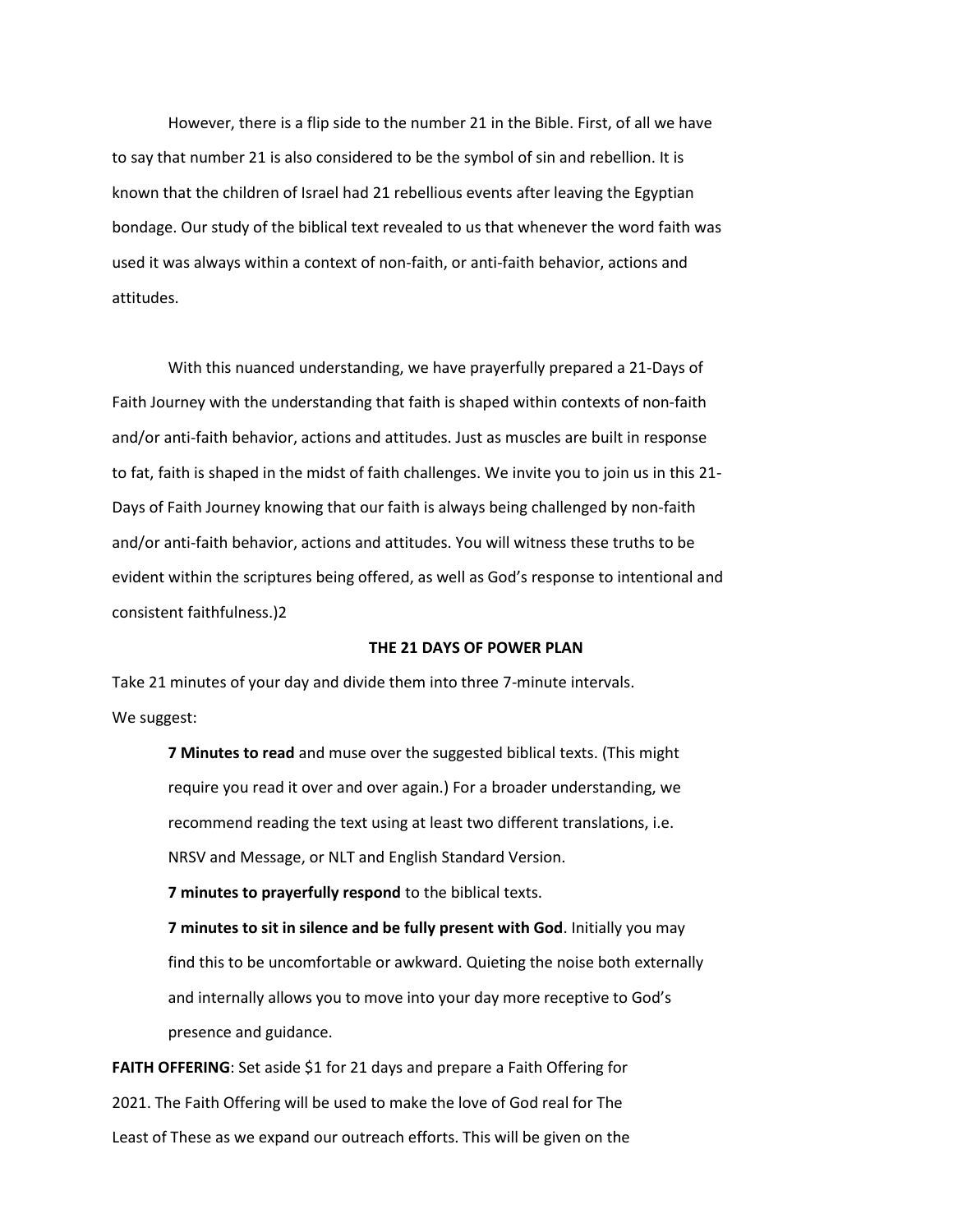However, there is a flip side to the number 21 in the Bible. First, of all we have to say that number 21 is also considered to be the symbol of sin and rebellion. It is known that the children of Israel had 21 rebellious events after leaving the Egyptian bondage. Our study of the biblical text revealed to us that whenever the word faith was used it was always within a context of non-faith, or anti-faith behavior, actions and attitudes.

With this nuanced understanding, we have prayerfully prepared a 21-Days of Faith Journey with the understanding that faith is shaped within contexts of non-faith and/or anti-faith behavior, actions and attitudes. Just as muscles are built in response to fat, faith is shaped in the midst of faith challenges. We invite you to join us in this 21-Days of Faith Journey knowing that our faith is always being challenged by non-faith and/or anti-faith behavior, actions and attitudes. You will witness these truths to be evident within the scriptures being offered, as well as God's response to intentional and consistent faithfulness.)2

**THE 21 DAYS OF POWER PLAN**

Take 21 minutes of your day and divide them into three 7-minute intervals.
We suggest:

> **7 Minutes to read** and muse over the suggested biblical texts. (This might require you read it over and over again.) For a broader understanding, we recommend reading the text using at least two different translations, i.e. NRSV and Message, or NLT and English Standard Version.
>
> **7 minutes to prayerfully respond** to the biblical texts.
>
> **7 minutes to sit in silence and be fully present with God**. Initially you may find this to be uncomfortable or awkward. Quieting the noise both externally and internally allows you to move into your day more receptive to God's presence and guidance.

**FAITH OFFERING**: Set aside $1 for 21 days and prepare a Faith Offering for 2021. The Faith Offering will be used to make the love of God real for The Least of These as we expand our outreach efforts. This will be given on the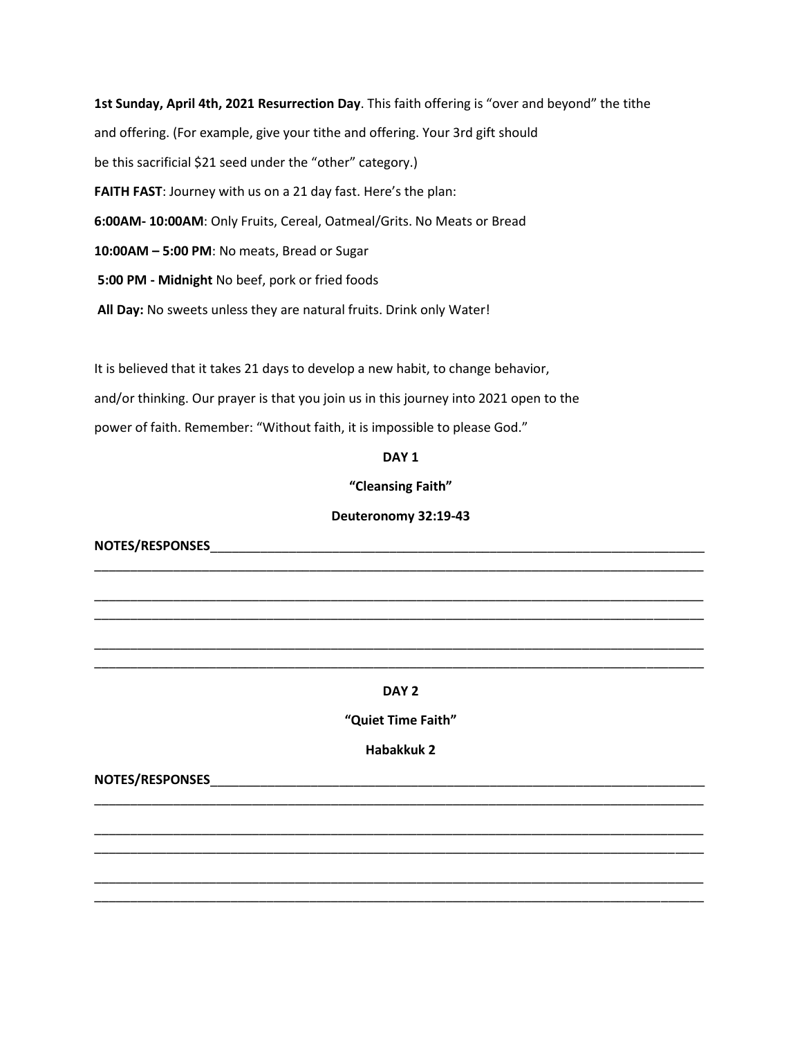**1st Sunday, April 4th, 2021 Resurrection Day**. This faith offering is "over and beyond" the tithe and offering. (For example, give your tithe and offering. Your 3rd gift should be this sacrificial $21 seed under the "other" category.)

**FAITH FAST**: Journey with us on a 21 day fast. Here's the plan:

**6:00AM- 10:00AM**: Only Fruits, Cereal, Oatmeal/Grits. No Meats or Bread

**10:00AM – 5:00 PM**: No meats, Bread or Sugar

**5:00 PM - Midnight** No beef, pork or fried foods

**All Day:** No sweets unless they are natural fruits. Drink only Water!

It is believed that it takes 21 days to develop a new habit, to change behavior, and/or thinking. Our prayer is that you join us in this journey into 2021 open to the power of faith. Remember: "Without faith, it is impossible to please God."

**DAY 1**

**"Cleansing Faith"**

**Deuteronomy 32:19-43**

**NOTES/RESPONSES**_______________________________________________________________________

_______________________________________________________________________________________

_______________________________________________________________________________________

_______________________________________________________________________________________

_______________________________________________________________________________________

_______________________________________________________________________________________

**DAY 2**

**"Quiet Time Faith"**

**Habakkuk 2**

**NOTES/RESPONSES**_______________________________________________________________________

_______________________________________________________________________________________

_______________________________________________________________________________________

_______________________________________________________________________________________

_______________________________________________________________________________________

_______________________________________________________________________________________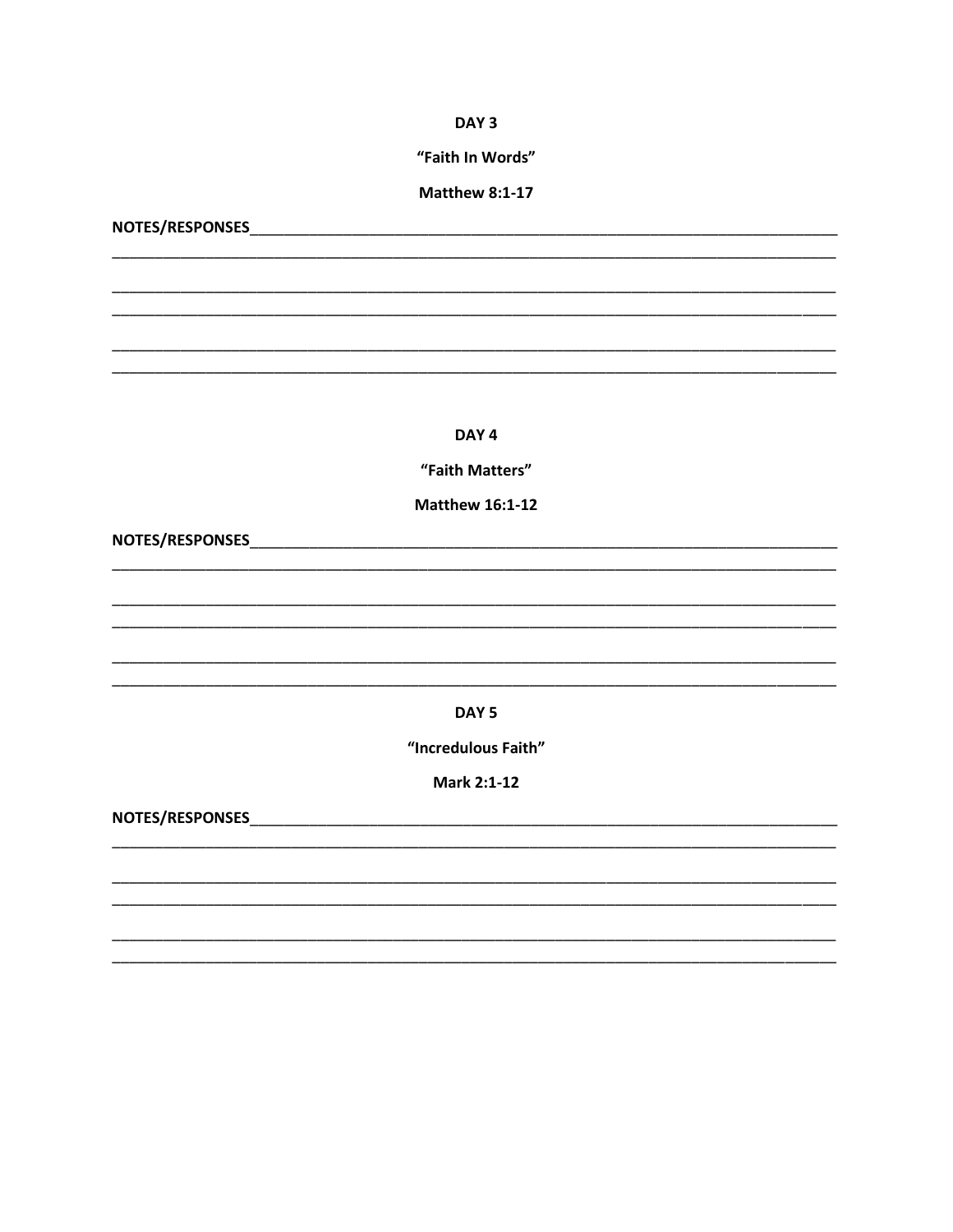**DAY 3**

**"Faith In Words"**

**Matthew 8:1-17**

**NOTES/RESPONSES**________________________________________________________________________
__________________________________________________________________________________________

__________________________________________________________________________________________
__________________________________________________________________________________________

__________________________________________________________________________________________
__________________________________________________________________________________________

**DAY 4**

**"Faith Matters"**

**Matthew 16:1-12**

**NOTES/RESPONSES**________________________________________________________________________
__________________________________________________________________________________________

__________________________________________________________________________________________
__________________________________________________________________________________________

__________________________________________________________________________________________
__________________________________________________________________________________________

**DAY 5**

**"Incredulous Faith"**

**Mark 2:1-12**

**NOTES/RESPONSES**________________________________________________________________________
__________________________________________________________________________________________

__________________________________________________________________________________________
__________________________________________________________________________________________

__________________________________________________________________________________________
__________________________________________________________________________________________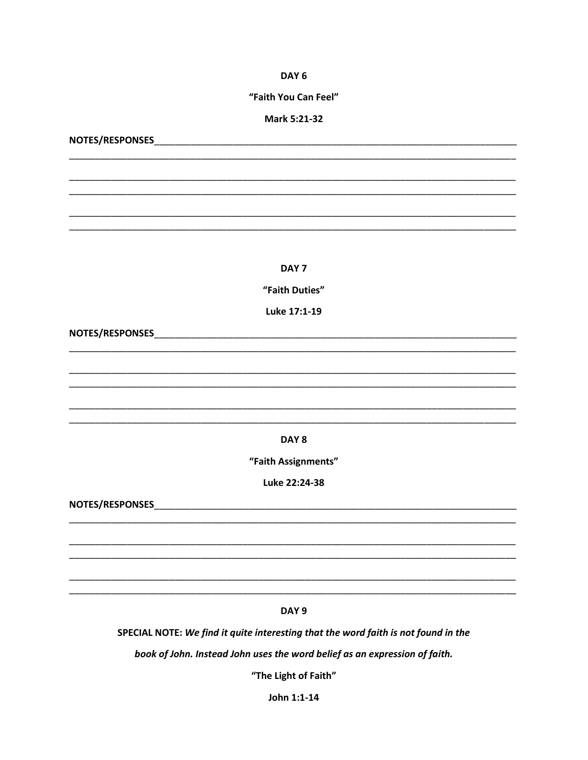**DAY 6**

**"Faith You Can Feel"**

**Mark 5:21-32**

**NOTES/RESPONSES**\_\_\_\_\_\_\_\_\_\_\_\_\_\_\_\_\_\_\_\_\_\_\_\_\_\_\_\_\_\_\_\_\_\_\_\_\_\_\_\_\_\_\_\_\_\_\_\_\_\_\_\_\_\_\_\_\_\_

\_\_\_\_\_\_\_\_\_\_\_\_\_\_\_\_\_\_\_\_\_\_\_\_\_\_\_\_\_\_\_\_\_\_\_\_\_\_\_\_\_\_\_\_\_\_\_\_\_\_\_\_\_\_\_\_\_\_\_\_\_\_\_\_\_\_\_\_\_\_\_\_

\_\_\_\_\_\_\_\_\_\_\_\_\_\_\_\_\_\_\_\_\_\_\_\_\_\_\_\_\_\_\_\_\_\_\_\_\_\_\_\_\_\_\_\_\_\_\_\_\_\_\_\_\_\_\_\_\_\_\_\_\_\_\_\_\_\_\_\_\_\_\_\_

\_\_\_\_\_\_\_\_\_\_\_\_\_\_\_\_\_\_\_\_\_\_\_\_\_\_\_\_\_\_\_\_\_\_\_\_\_\_\_\_\_\_\_\_\_\_\_\_\_\_\_\_\_\_\_\_\_\_\_\_\_\_\_\_\_\_\_\_\_\_\_\_

\_\_\_\_\_\_\_\_\_\_\_\_\_\_\_\_\_\_\_\_\_\_\_\_\_\_\_\_\_\_\_\_\_\_\_\_\_\_\_\_\_\_\_\_\_\_\_\_\_\_\_\_\_\_\_\_\_\_\_\_\_\_\_\_\_\_\_\_\_\_\_\_

\_\_\_\_\_\_\_\_\_\_\_\_\_\_\_\_\_\_\_\_\_\_\_\_\_\_\_\_\_\_\_\_\_\_\_\_\_\_\_\_\_\_\_\_\_\_\_\_\_\_\_\_\_\_\_\_\_\_\_\_\_\_\_\_\_\_\_\_\_\_\_\_

**DAY 7**

**"Faith Duties"**

**Luke 17:1-19**

**NOTES/RESPONSES**\_\_\_\_\_\_\_\_\_\_\_\_\_\_\_\_\_\_\_\_\_\_\_\_\_\_\_\_\_\_\_\_\_\_\_\_\_\_\_\_\_\_\_\_\_\_\_\_\_\_\_\_\_\_\_\_\_\_

\_\_\_\_\_\_\_\_\_\_\_\_\_\_\_\_\_\_\_\_\_\_\_\_\_\_\_\_\_\_\_\_\_\_\_\_\_\_\_\_\_\_\_\_\_\_\_\_\_\_\_\_\_\_\_\_\_\_\_\_\_\_\_\_\_\_\_\_\_\_\_\_

\_\_\_\_\_\_\_\_\_\_\_\_\_\_\_\_\_\_\_\_\_\_\_\_\_\_\_\_\_\_\_\_\_\_\_\_\_\_\_\_\_\_\_\_\_\_\_\_\_\_\_\_\_\_\_\_\_\_\_\_\_\_\_\_\_\_\_\_\_\_\_\_

\_\_\_\_\_\_\_\_\_\_\_\_\_\_\_\_\_\_\_\_\_\_\_\_\_\_\_\_\_\_\_\_\_\_\_\_\_\_\_\_\_\_\_\_\_\_\_\_\_\_\_\_\_\_\_\_\_\_\_\_\_\_\_\_\_\_\_\_\_\_\_\_

\_\_\_\_\_\_\_\_\_\_\_\_\_\_\_\_\_\_\_\_\_\_\_\_\_\_\_\_\_\_\_\_\_\_\_\_\_\_\_\_\_\_\_\_\_\_\_\_\_\_\_\_\_\_\_\_\_\_\_\_\_\_\_\_\_\_\_\_\_\_\_\_

\_\_\_\_\_\_\_\_\_\_\_\_\_\_\_\_\_\_\_\_\_\_\_\_\_\_\_\_\_\_\_\_\_\_\_\_\_\_\_\_\_\_\_\_\_\_\_\_\_\_\_\_\_\_\_\_\_\_\_\_\_\_\_\_\_\_\_\_\_\_\_\_

**DAY 8**

**"Faith Assignments"**

**Luke 22:24-38**

**NOTES/RESPONSES**\_\_\_\_\_\_\_\_\_\_\_\_\_\_\_\_\_\_\_\_\_\_\_\_\_\_\_\_\_\_\_\_\_\_\_\_\_\_\_\_\_\_\_\_\_\_\_\_\_\_\_\_\_\_\_\_\_\_

\_\_\_\_\_\_\_\_\_\_\_\_\_\_\_\_\_\_\_\_\_\_\_\_\_\_\_\_\_\_\_\_\_\_\_\_\_\_\_\_\_\_\_\_\_\_\_\_\_\_\_\_\_\_\_\_\_\_\_\_\_\_\_\_\_\_\_\_\_\_\_\_

\_\_\_\_\_\_\_\_\_\_\_\_\_\_\_\_\_\_\_\_\_\_\_\_\_\_\_\_\_\_\_\_\_\_\_\_\_\_\_\_\_\_\_\_\_\_\_\_\_\_\_\_\_\_\_\_\_\_\_\_\_\_\_\_\_\_\_\_\_\_\_\_

\_\_\_\_\_\_\_\_\_\_\_\_\_\_\_\_\_\_\_\_\_\_\_\_\_\_\_\_\_\_\_\_\_\_\_\_\_\_\_\_\_\_\_\_\_\_\_\_\_\_\_\_\_\_\_\_\_\_\_\_\_\_\_\_\_\_\_\_\_\_\_\_

\_\_\_\_\_\_\_\_\_\_\_\_\_\_\_\_\_\_\_\_\_\_\_\_\_\_\_\_\_\_\_\_\_\_\_\_\_\_\_\_\_\_\_\_\_\_\_\_\_\_\_\_\_\_\_\_\_\_\_\_\_\_\_\_\_\_\_\_\_\_\_\_

\_\_\_\_\_\_\_\_\_\_\_\_\_\_\_\_\_\_\_\_\_\_\_\_\_\_\_\_\_\_\_\_\_\_\_\_\_\_\_\_\_\_\_\_\_\_\_\_\_\_\_\_\_\_\_\_\_\_\_\_\_\_\_\_\_\_\_\_\_\_\_\_

**DAY 9**

**SPECIAL NOTE:** ***We find it quite interesting that the word faith is not found in the book of John. Instead John uses the word belief as an expression of faith.***

**"The Light of Faith"**

**John 1:1-14**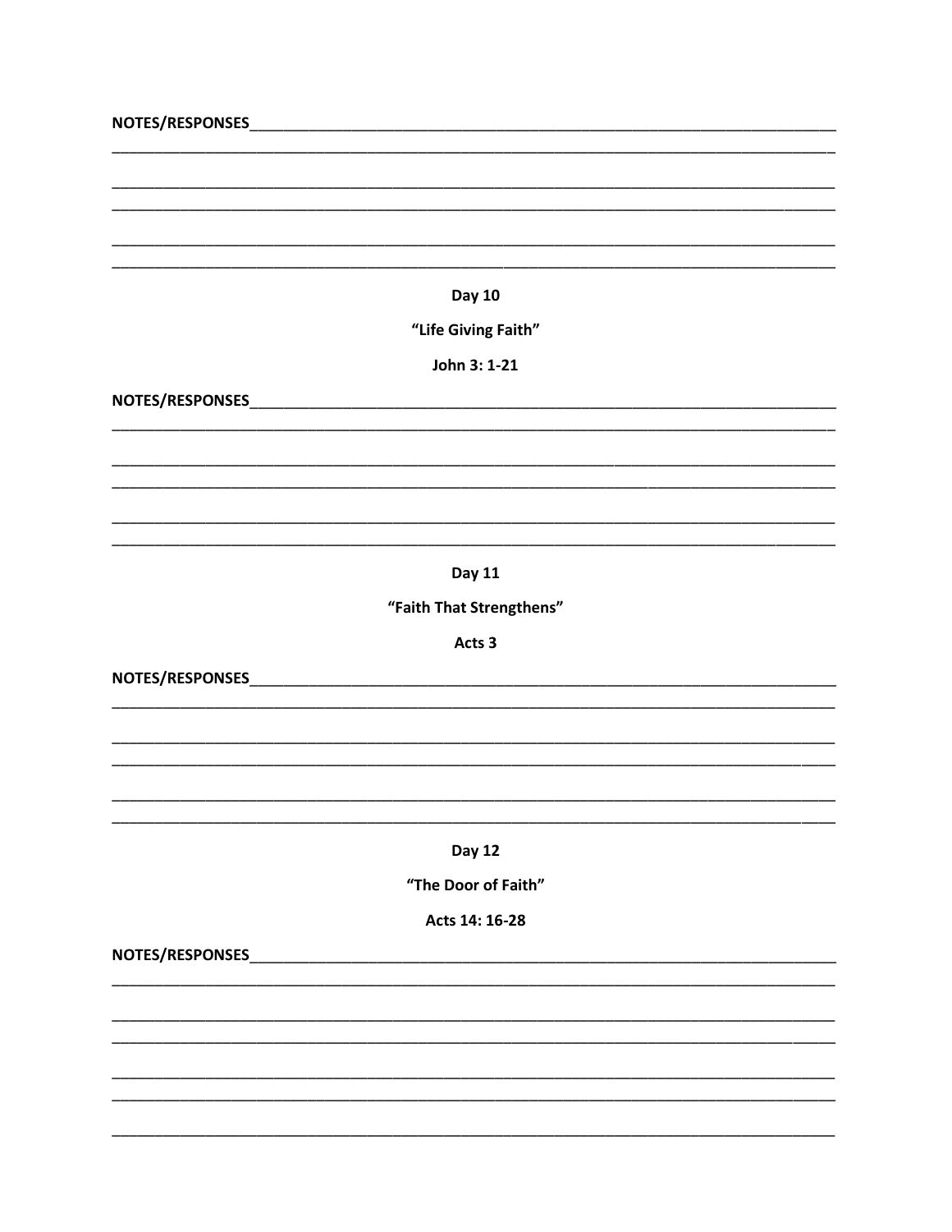NOTES/RESPONSES___________________________________________________________________________

_________________________________________________________________________________________

_________________________________________________________________________________________

_________________________________________________________________________________________

_________________________________________________________________________________________

_________________________________________________________________________________________

**Day 10**

**"Life Giving Faith"**

**John 3: 1-21**

NOTES/RESPONSES___________________________________________________________________________

_________________________________________________________________________________________

_________________________________________________________________________________________

_________________________________________________________________________________________

_________________________________________________________________________________________

_________________________________________________________________________________________

**Day 11**

**"Faith That Strengthens"**

**Acts 3**

NOTES/RESPONSES___________________________________________________________________________

_________________________________________________________________________________________

_________________________________________________________________________________________

_________________________________________________________________________________________

_________________________________________________________________________________________

_________________________________________________________________________________________

**Day 12**

**"The Door of Faith"**

**Acts 14: 16-28**

NOTES/RESPONSES___________________________________________________________________________

_________________________________________________________________________________________

_________________________________________________________________________________________

_________________________________________________________________________________________

_________________________________________________________________________________________

_________________________________________________________________________________________

_________________________________________________________________________________________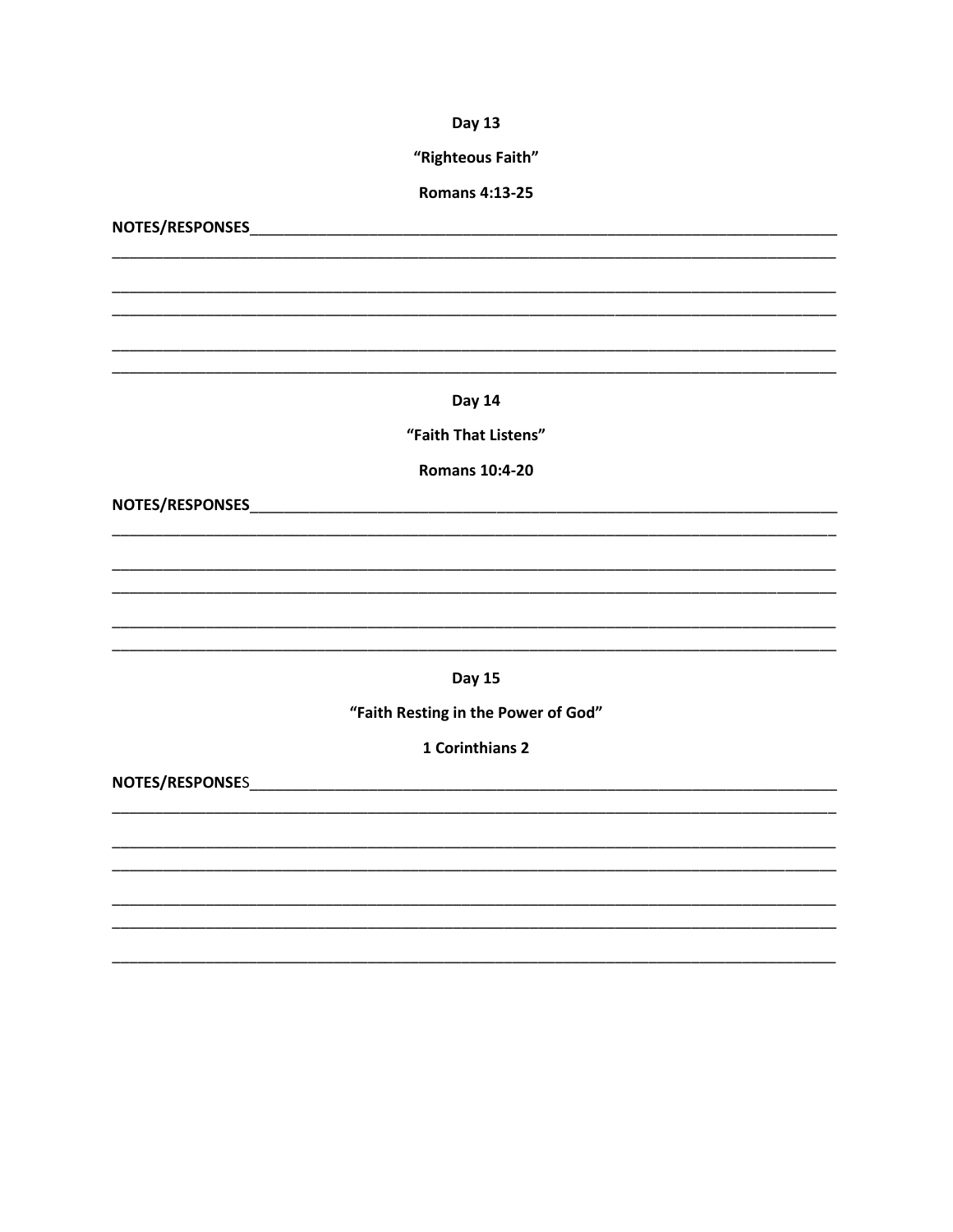**Day 13**

**"Righteous Faith"**

**Romans 4:13-25**

**NOTES/RESPONSES**___________________________________________________________________

______________________________________________________________________________________

______________________________________________________________________________________

______________________________________________________________________________________

______________________________________________________________________________________

______________________________________________________________________________________

**Day 14**

**"Faith That Listens"**

**Romans 10:4-20**

**NOTES/RESPONSES**___________________________________________________________________

______________________________________________________________________________________

______________________________________________________________________________________

______________________________________________________________________________________

______________________________________________________________________________________

______________________________________________________________________________________

**Day 15**

**"Faith Resting in the Power of God"**

**1 Corinthians 2**

**NOTES/RESPONSES**___________________________________________________________________

______________________________________________________________________________________

______________________________________________________________________________________

______________________________________________________________________________________

______________________________________________________________________________________

______________________________________________________________________________________

______________________________________________________________________________________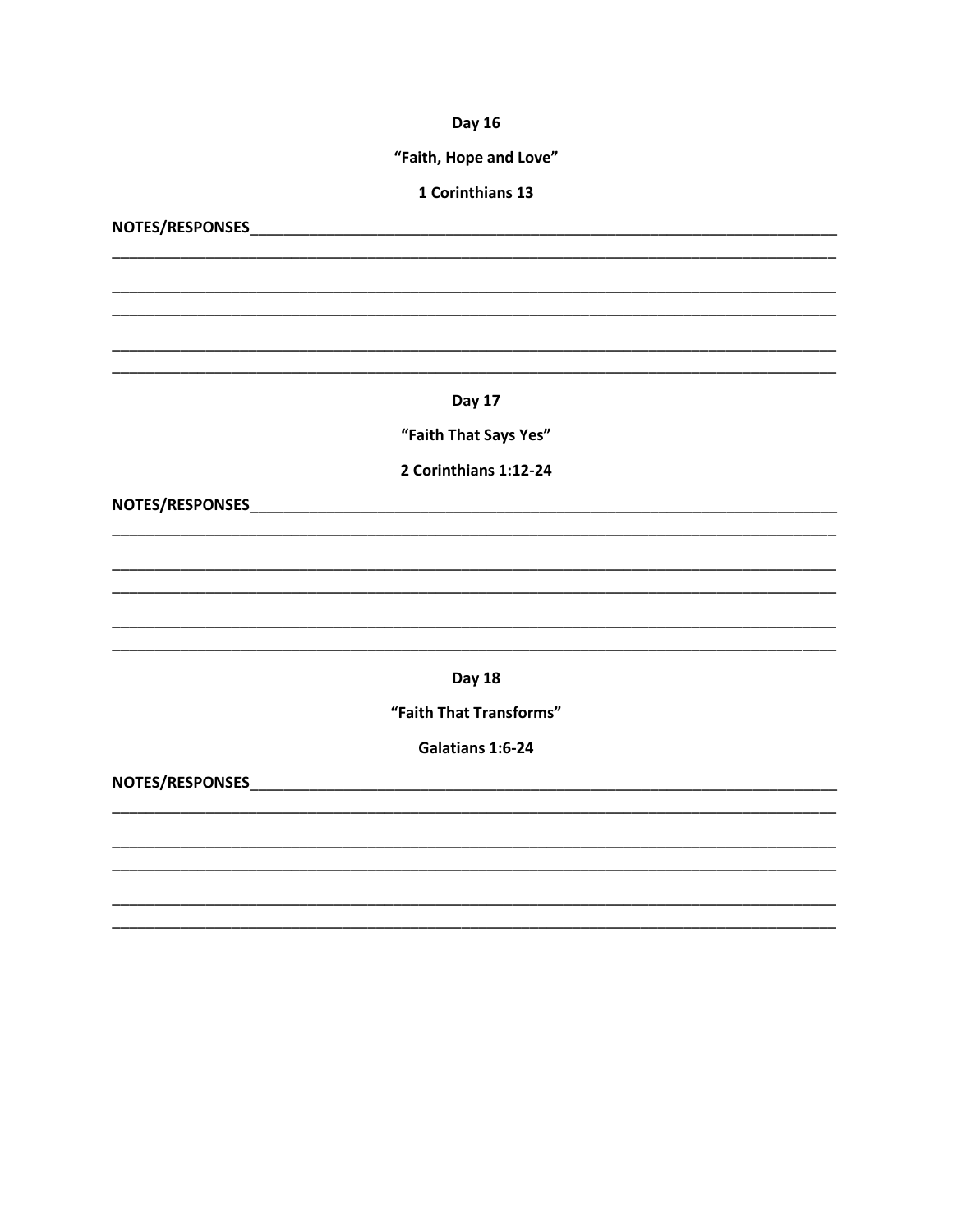**Day 16**

**“Faith, Hope and Love”**

**1 Corinthians 13**

**NOTES/RESPONSES**_______________________________________________________________________

______________________________________________________________________________________

______________________________________________________________________________________

______________________________________________________________________________________

______________________________________________________________________________________

______________________________________________________________________________________

**Day 17**

**“Faith That Says Yes”**

**2 Corinthians 1:12-24**

**NOTES/RESPONSES**_______________________________________________________________________

______________________________________________________________________________________

______________________________________________________________________________________

______________________________________________________________________________________

______________________________________________________________________________________

______________________________________________________________________________________

**Day 18**

**“Faith That Transforms”**

**Galatians 1:6-24**

**NOTES/RESPONSES**_______________________________________________________________________

______________________________________________________________________________________

______________________________________________________________________________________

______________________________________________________________________________________

______________________________________________________________________________________

______________________________________________________________________________________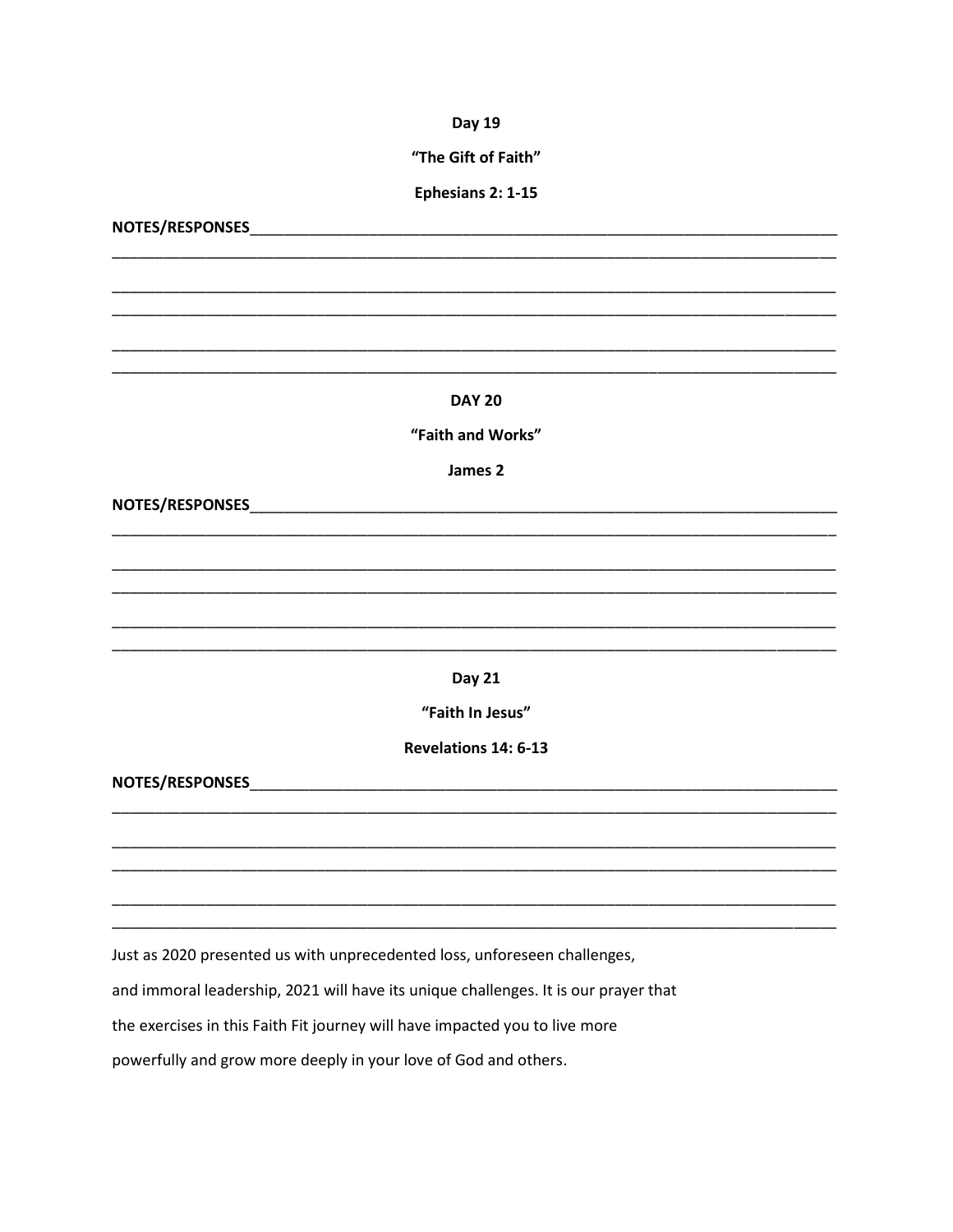**Day 19**

**"The Gift of Faith"**

**Ephesians 2: 1-15**

**NOTES/RESPONSES**\_\_\_\_\_\_\_\_\_\_\_\_\_\_\_\_\_\_\_\_\_\_\_\_\_\_\_\_\_\_\_\_\_\_\_\_\_\_\_\_\_\_\_\_\_\_\_\_\_\_\_\_\_\_\_\_\_\_\_\_

\_\_\_\_\_\_\_\_\_\_\_\_\_\_\_\_\_\_\_\_\_\_\_\_\_\_\_\_\_\_\_\_\_\_\_\_\_\_\_\_\_\_\_\_\_\_\_\_\_\_\_\_\_\_\_\_\_\_\_\_\_\_\_\_\_\_\_\_\_\_\_\_

\_\_\_\_\_\_\_\_\_\_\_\_\_\_\_\_\_\_\_\_\_\_\_\_\_\_\_\_\_\_\_\_\_\_\_\_\_\_\_\_\_\_\_\_\_\_\_\_\_\_\_\_\_\_\_\_\_\_\_\_\_\_\_\_\_\_\_\_\_\_\_\_

\_\_\_\_\_\_\_\_\_\_\_\_\_\_\_\_\_\_\_\_\_\_\_\_\_\_\_\_\_\_\_\_\_\_\_\_\_\_\_\_\_\_\_\_\_\_\_\_\_\_\_\_\_\_\_\_\_\_\_\_\_\_\_\_\_\_\_\_\_\_\_\_

\_\_\_\_\_\_\_\_\_\_\_\_\_\_\_\_\_\_\_\_\_\_\_\_\_\_\_\_\_\_\_\_\_\_\_\_\_\_\_\_\_\_\_\_\_\_\_\_\_\_\_\_\_\_\_\_\_\_\_\_\_\_\_\_\_\_\_\_\_\_\_\_

\_\_\_\_\_\_\_\_\_\_\_\_\_\_\_\_\_\_\_\_\_\_\_\_\_\_\_\_\_\_\_\_\_\_\_\_\_\_\_\_\_\_\_\_\_\_\_\_\_\_\_\_\_\_\_\_\_\_\_\_\_\_\_\_\_\_\_\_\_\_\_\_

**DAY 20**

**"Faith and Works"**

**James 2**

**NOTES/RESPONSES**\_\_\_\_\_\_\_\_\_\_\_\_\_\_\_\_\_\_\_\_\_\_\_\_\_\_\_\_\_\_\_\_\_\_\_\_\_\_\_\_\_\_\_\_\_\_\_\_\_\_\_\_\_\_\_\_\_\_\_\_

\_\_\_\_\_\_\_\_\_\_\_\_\_\_\_\_\_\_\_\_\_\_\_\_\_\_\_\_\_\_\_\_\_\_\_\_\_\_\_\_\_\_\_\_\_\_\_\_\_\_\_\_\_\_\_\_\_\_\_\_\_\_\_\_\_\_\_\_\_\_\_\_

\_\_\_\_\_\_\_\_\_\_\_\_\_\_\_\_\_\_\_\_\_\_\_\_\_\_\_\_\_\_\_\_\_\_\_\_\_\_\_\_\_\_\_\_\_\_\_\_\_\_\_\_\_\_\_\_\_\_\_\_\_\_\_\_\_\_\_\_\_\_\_\_

\_\_\_\_\_\_\_\_\_\_\_\_\_\_\_\_\_\_\_\_\_\_\_\_\_\_\_\_\_\_\_\_\_\_\_\_\_\_\_\_\_\_\_\_\_\_\_\_\_\_\_\_\_\_\_\_\_\_\_\_\_\_\_\_\_\_\_\_\_\_\_\_

\_\_\_\_\_\_\_\_\_\_\_\_\_\_\_\_\_\_\_\_\_\_\_\_\_\_\_\_\_\_\_\_\_\_\_\_\_\_\_\_\_\_\_\_\_\_\_\_\_\_\_\_\_\_\_\_\_\_\_\_\_\_\_\_\_\_\_\_\_\_\_\_

\_\_\_\_\_\_\_\_\_\_\_\_\_\_\_\_\_\_\_\_\_\_\_\_\_\_\_\_\_\_\_\_\_\_\_\_\_\_\_\_\_\_\_\_\_\_\_\_\_\_\_\_\_\_\_\_\_\_\_\_\_\_\_\_\_\_\_\_\_\_\_\_

**Day 21**

**"Faith In Jesus"**

**Revelations 14: 6-13**

**NOTES/RESPONSES**\_\_\_\_\_\_\_\_\_\_\_\_\_\_\_\_\_\_\_\_\_\_\_\_\_\_\_\_\_\_\_\_\_\_\_\_\_\_\_\_\_\_\_\_\_\_\_\_\_\_\_\_\_\_\_\_\_\_\_\_

\_\_\_\_\_\_\_\_\_\_\_\_\_\_\_\_\_\_\_\_\_\_\_\_\_\_\_\_\_\_\_\_\_\_\_\_\_\_\_\_\_\_\_\_\_\_\_\_\_\_\_\_\_\_\_\_\_\_\_\_\_\_\_\_\_\_\_\_\_\_\_\_

\_\_\_\_\_\_\_\_\_\_\_\_\_\_\_\_\_\_\_\_\_\_\_\_\_\_\_\_\_\_\_\_\_\_\_\_\_\_\_\_\_\_\_\_\_\_\_\_\_\_\_\_\_\_\_\_\_\_\_\_\_\_\_\_\_\_\_\_\_\_\_\_

\_\_\_\_\_\_\_\_\_\_\_\_\_\_\_\_\_\_\_\_\_\_\_\_\_\_\_\_\_\_\_\_\_\_\_\_\_\_\_\_\_\_\_\_\_\_\_\_\_\_\_\_\_\_\_\_\_\_\_\_\_\_\_\_\_\_\_\_\_\_\_\_

\_\_\_\_\_\_\_\_\_\_\_\_\_\_\_\_\_\_\_\_\_\_\_\_\_\_\_\_\_\_\_\_\_\_\_\_\_\_\_\_\_\_\_\_\_\_\_\_\_\_\_\_\_\_\_\_\_\_\_\_\_\_\_\_\_\_\_\_\_\_\_\_

\_\_\_\_\_\_\_\_\_\_\_\_\_\_\_\_\_\_\_\_\_\_\_\_\_\_\_\_\_\_\_\_\_\_\_\_\_\_\_\_\_\_\_\_\_\_\_\_\_\_\_\_\_\_\_\_\_\_\_\_\_\_\_\_\_\_\_\_\_\_\_\_

Just as 2020 presented us with unprecedented loss, unforeseen challenges, and immoral leadership, 2021 will have its unique challenges. It is our prayer that the exercises in this Faith Fit journey will have impacted you to live more powerfully and grow more deeply in your love of God and others.